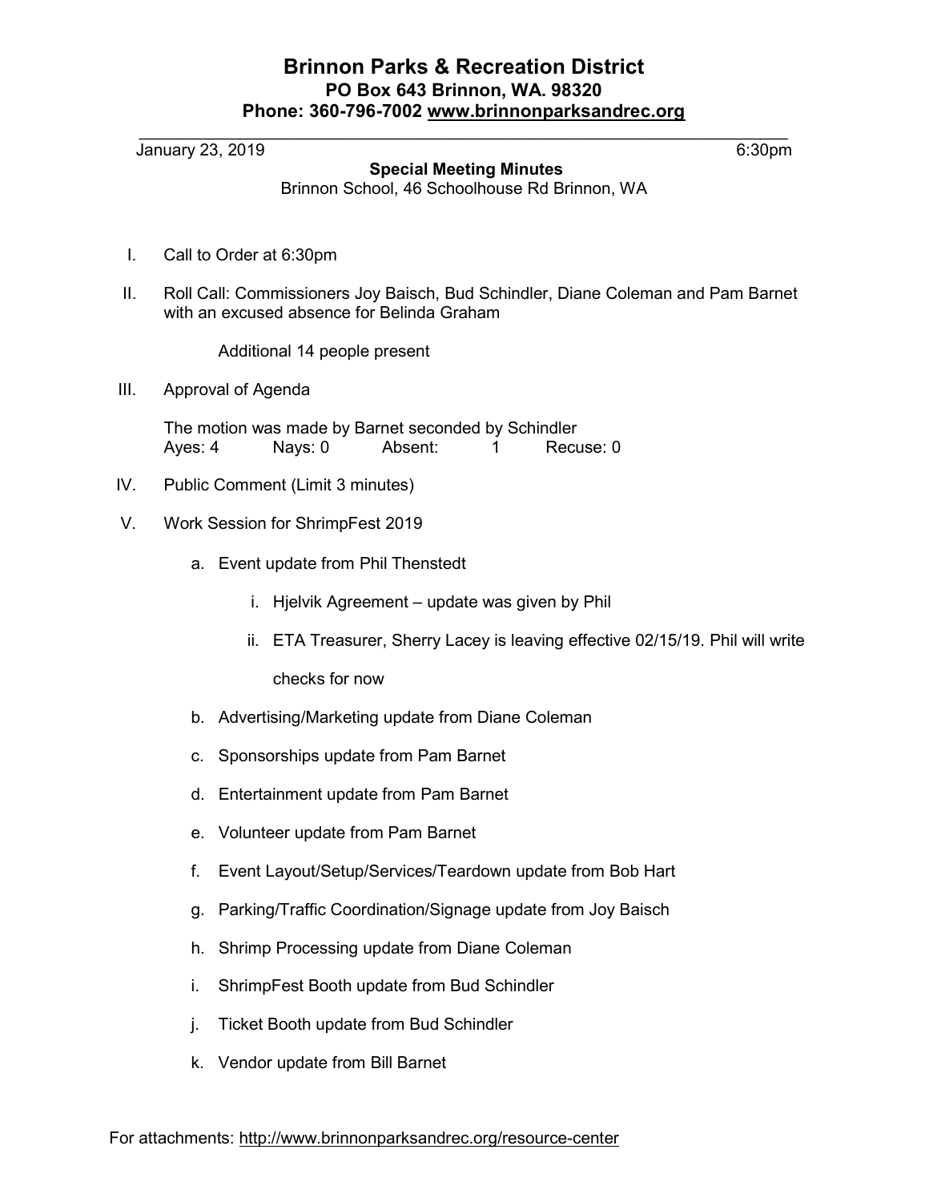# Brinnon Parks & Recreation District
## PO Box 643 Brinnon, WA. 98320
## Phone: 360-796-7002 [www.brinnonparksandrec.org](http://www.brinnonparksandrec.org)

January 23, 2019 6:30pm

**Special Meeting Minutes**

Brinnon School, 46 Schoolhouse Rd Brinnon, WA

I. Call to Order at 6:30pm

II. Roll Call: Commissioners Joy Baisch, Bud Schindler, Diane Coleman and Pam Barnet with an excused absence for Belinda Graham

Additional 14 people present

III. Approval of Agenda

The motion was made by Barnet seconded by Schindler
Ayes: 4 Nays: 0 Absent: 1 Recuse: 0

IV. Public Comment (Limit 3 minutes)

V. Work Session for ShrimpFest 2019

a. Event update from Phil Thenstedt
   i. Hjelvik Agreement – update was given by Phil
   ii. ETA Treasurer, Sherry Lacey is leaving effective 02/15/19. Phil will write checks for now

b. Advertising/Marketing update from Diane Coleman

c. Sponsorships update from Pam Barnet

d. Entertainment update from Pam Barnet

e. Volunteer update from Pam Barnet

f. Event Layout/Setup/Services/Teardown update from Bob Hart

g. Parking/Traffic Coordination/Signage update from Joy Baisch

h. Shrimp Processing update from Diane Coleman

i. ShrimpFest Booth update from Bud Schindler

j. Ticket Booth update from Bud Schindler

k. Vendor update from Bill Barnet

For attachments: http://www.brinnonparksandrec.org/resource-center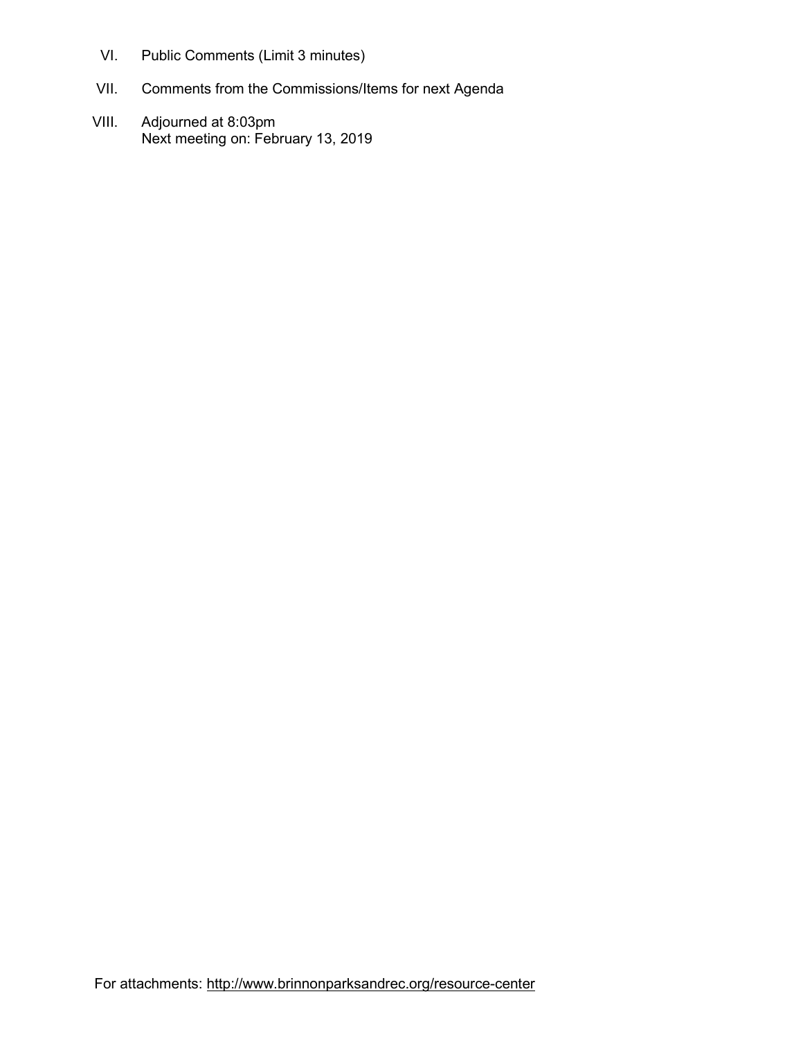VI. Public Comments (Limit 3 minutes)

VII. Comments from the Commissions/Items for next Agenda

VIII. Adjourned at 8:03pm
Next meeting on: February 13, 2019

For attachments: http://www.brinnonparksandrec.org/resource-center